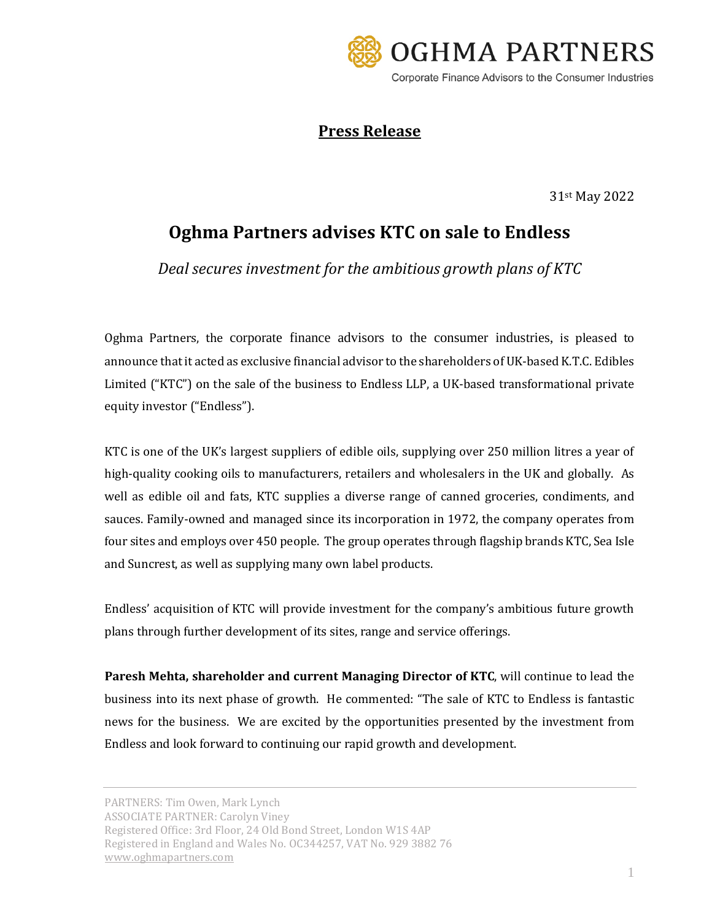OGHMA PARTNERS

Corporate Finance Advisors to the Consumer Industries

## Press Release

31st May 2022

# Oghma Partners advises KTC on sale to Endless

*Deal secures investment for the ambitious growth plans of KTC*

Oghma Partners, the corporate finance advisors to the consumer industries, is pleased to announce that it acted as exclusive financial advisor to the shareholders of UK-based K.T.C. Edibles Limited ("KTC") on the sale of the business to Endless LLP, a UK-based transformational private equity investor ("Endless").

KTC is one of the UK's largest suppliers of edible oils, supplying over 250 million litres a year of high-quality cooking oils to manufacturers, retailers and wholesalers in the UK and globally. As well as edible oil and fats, KTC supplies a diverse range of canned groceries, condiments, and sauces. Family-owned and managed since its incorporation in 1972, the company operates from four sites and employs over 450 people. The group operates through flagship brands KTC, Sea Isle and Suncrest, as well as supplying many own label products.

Endless' acquisition of KTC will provide investment for the company's ambitious future growth plans through further development of its sites, range and service offerings.

**Paresh Mehta, shareholder and current Managing Director of KTC**, will continue to lead the business into its next phase of growth. He commented: "The sale of KTC to Endless is fantastic news for the business. We are excited by the opportunities presented by the investment from Endless and look forward to continuing our rapid growth and development.

PARTNERS: Tim Owen, Mark Lynch
ASSOCIATE PARTNER: Carolyn Viney
Registered Office: 3rd Floor, 24 Old Bond Street, London W1S 4AP
Registered in England and Wales No. OC344257, VAT No. 929 3882 76
www.oghmapartners.com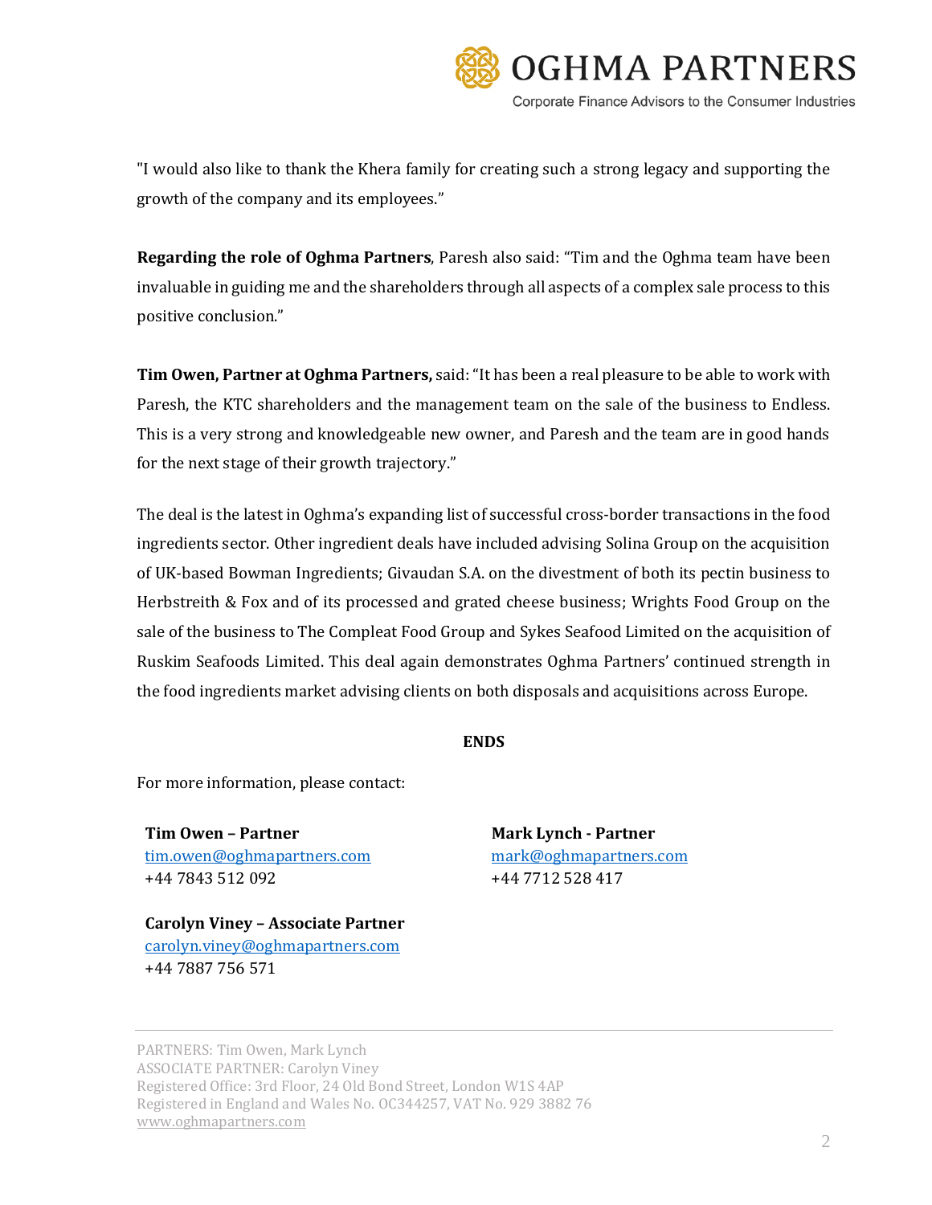"I would also like to thank the Khera family for creating such a strong legacy and supporting the growth of the company and its employees."

**Regarding the role of Oghma Partners**, Paresh also said: "Tim and the Oghma team have been invaluable in guiding me and the shareholders through all aspects of a complex sale process to this positive conclusion."

**Tim Owen, Partner at Oghma Partners,** said: "It has been a real pleasure to be able to work with Paresh, the KTC shareholders and the management team on the sale of the business to Endless. This is a very strong and knowledgeable new owner, and Paresh and the team are in good hands for the next stage of their growth trajectory."

The deal is the latest in Oghma's expanding list of successful cross-border transactions in the food ingredients sector. Other ingredient deals have included advising Solina Group on the acquisition of UK-based Bowman Ingredients; Givaudan S.A. on the divestment of both its pectin business to Herbstreith & Fox and of its processed and grated cheese business; Wrights Food Group on the sale of the business to The Compleat Food Group and Sykes Seafood Limited on the acquisition of Ruskim Seafoods Limited. This deal again demonstrates Oghma Partners' continued strength in the food ingredients market advising clients on both disposals and acquisitions across Europe.

**ENDS**

For more information, please contact:

**Tim Owen – Partner**
tim.owen@oghmapartners.com
+44 7843 512 092

**Mark Lynch - Partner**
mark@oghmapartners.com
+44 7712 528 417

**Carolyn Viney – Associate Partner**
carolyn.viney@oghmapartners.com
+44 7887 756 571

PARTNERS: Tim Owen, Mark Lynch
ASSOCIATE PARTNER: Carolyn Viney
Registered Office: 3rd Floor, 24 Old Bond Street, London W1S 4AP
Registered in England and Wales No. OC344257, VAT No. 929 3882 76
www.oghmapartners.com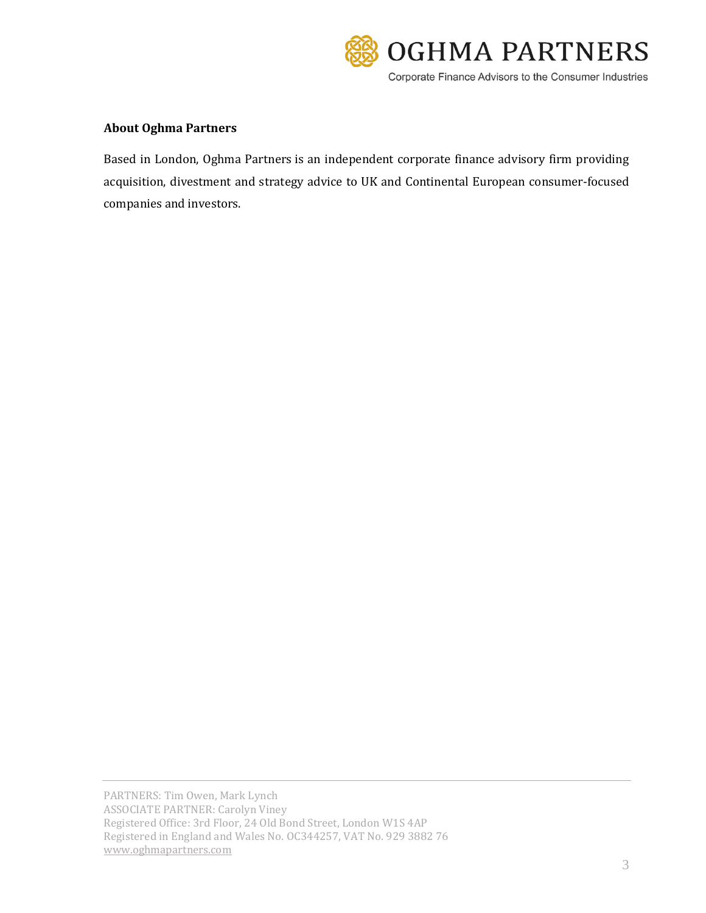**About Oghma Partners**

Based in London, Oghma Partners is an independent corporate finance advisory firm providing acquisition, divestment and strategy advice to UK and Continental European consumer-focused companies and investors.